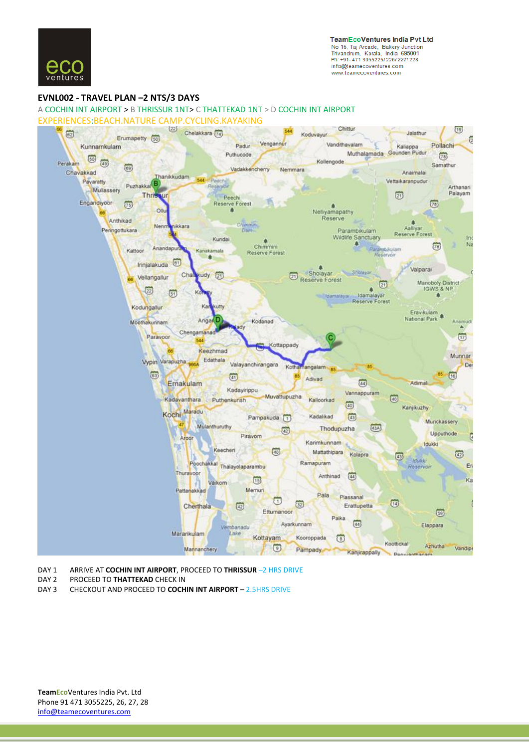**TeamEcoVentures India Pvt Ltd**
No 15, Taj Arcade, Bakery Junction
Trivandrum, Kerala, India 695001
Ph: +91- 471 3055225/ 226/ 227/ 228
info@teamecoventures.com
www.teamecoventures.com

## EVNL002 - TRAVEL PLAN –2 NTS/3 DAYS

A COCHIN INT AIRPORT > B THRISSUR 1NT> C THATTEKAD 1NT > D COCHIN INT AIRPORT

EXPERIENCES:BEACH.NATURE CAMP.CYCLING.KAYAKING

| | |
|---|---|
| DAY 1 | ARRIVE AT **COCHIN INT AIRPORT**, PROCEED TO **THRISSUR** –2 HRS DRIVE |
| DAY 2 | PROCEED TO **THATTEKAD** CHECK IN |
| DAY 3 | CHECKOUT AND PROCEED TO **COCHIN INT AIRPORT** – 2.5HRS DRIVE |

**TeamEcoVentures India Pvt. Ltd**
Phone 91 471 3055225, 26, 27, 28
info@teamecoventures.com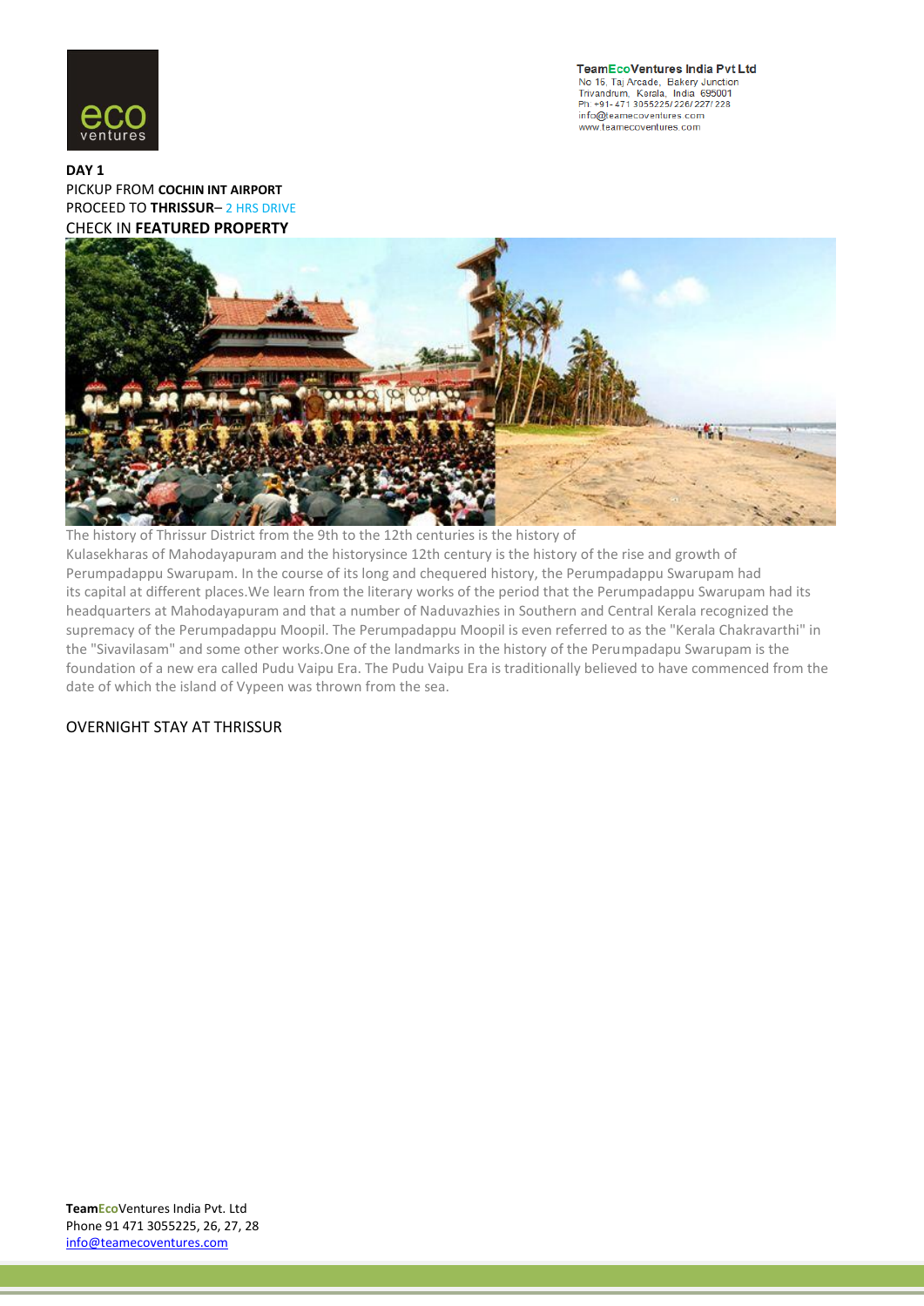**DAY 1**

PICKUP FROM **COCHIN INT AIRPORT**

PROCEED TO **THRISSUR**– 2 HRS DRIVE

CHECK IN **FEATURED PROPERTY**

The history of Thrissur District from the 9th to the 12th centuries is the history of Kulasekharas of Mahodayapuram and the historysince 12th century is the history of the rise and growth of Perumpadappu Swarupam. In the course of its long and chequered history, the Perumpadappu Swarupam had its capital at different places.We learn from the literary works of the period that the Perumpadappu Swarupam had its headquarters at Mahodayapuram and that a number of Naduvazhies in Southern and Central Kerala recognized the supremacy of the Perumpadappu Moopil. The Perumpadappu Moopil is even referred to as the "Kerala Chakravarthi" in the "Sivavilasam" and some other works.One of the landmarks in the history of the Perumpadapu Swarupam is the foundation of a new era called Pudu Vaipu Era. The Pudu Vaipu Era is traditionally believed to have commenced from the date of which the island of Vypeen was thrown from the sea.

OVERNIGHT STAY AT THRISSUR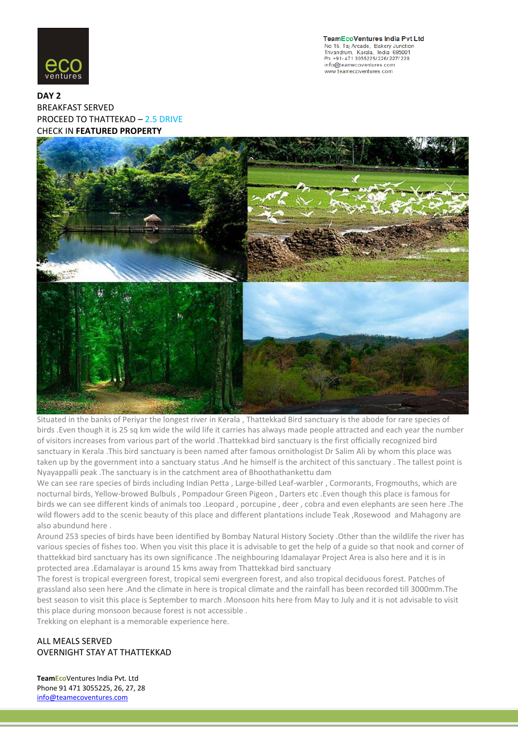**DAY 2**

BREAKFAST SERVED

PROCEED TO THATTEKAD – 2.5 DRIVE

CHECK IN **FEATURED PROPERTY**

Situated in the banks of Periyar the longest river in Kerala , Thattekkad Bird sanctuary is the abode for rare species of birds .Even though it is 25 sq km wide the wild life it carries has always made people attracted and each year the number of visitors increases from various part of the world .Thattekkad bird sanctuary is the first officially recognized bird sanctuary in Kerala .This bird sanctuary is been named after famous ornithologist Dr Salim Ali by whom this place was taken up by the government into a sanctuary status .And he himself is the architect of this sanctuary . The tallest point is Nyayappalli peak .The sanctuary is in the catchment area of Bhoothathankettu dam

We can see rare species of birds including Indian Petta , Large-billed Leaf-warbler , Cormorants, Frogmouths, which are nocturnal birds, Yellow-browed Bulbuls , Pompadour Green Pigeon , Darters etc .Even though this place is famous for birds we can see different kinds of animals too .Leopard , porcupine , deer , cobra and even elephants are seen here .The wild flowers add to the scenic beauty of this place and different plantations include Teak ,Rosewood and Mahagony are also abundund here .

Around 253 species of birds have been identified by Bombay Natural History Society .Other than the wildlife the river has various species of fishes too. When you visit this place it is advisable to get the help of a guide so that nook and corner of thattekkad bird sanctuary has its own significance .The neighbouring Idamalayar Project Area is also here and it is in protected area .Edamalayar is around 15 kms away from Thattekkad bird sanctuary

The forest is tropical evergreen forest, tropical semi evergreen forest, and also tropical deciduous forest. Patches of grassland also seen here .And the climate in here is tropical climate and the rainfall has been recorded till 3000mm.The best season to visit this place is September to march .Monsoon hits here from May to July and it is not advisable to visit this place during monsoon because forest is not accessible .

Trekking on elephant is a memorable experience here.

ALL MEALS SERVED

OVERNIGHT STAY AT THATTEKKAD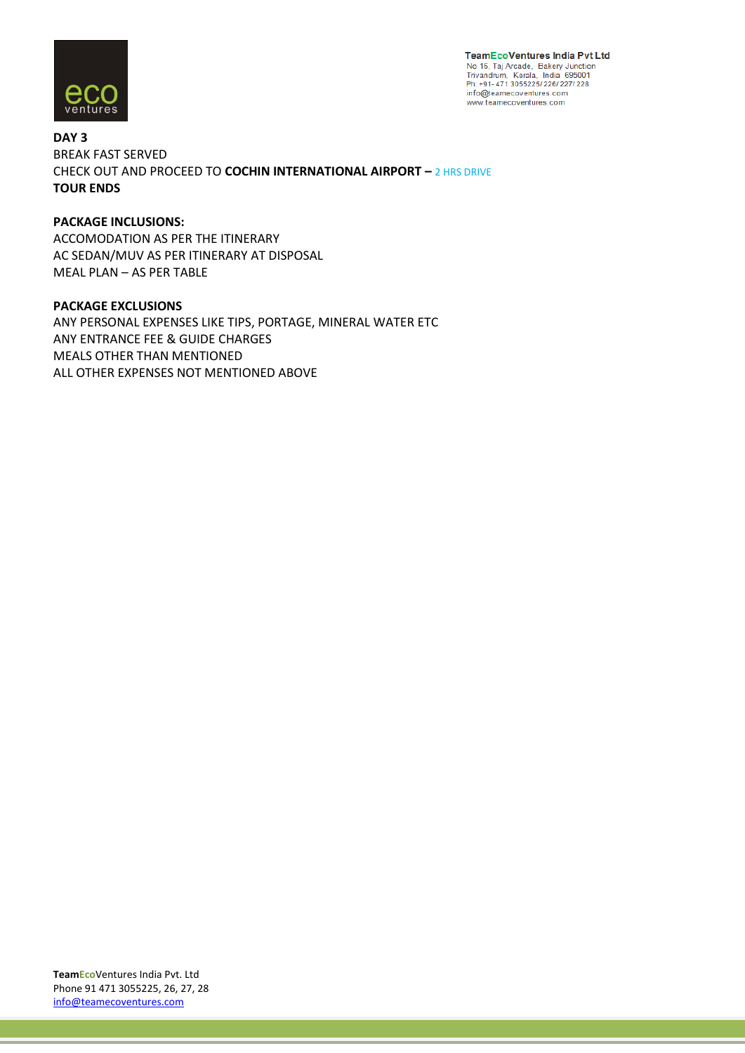**DAY 3**

BREAK FAST SERVED

CHECK OUT AND PROCEED TO **COCHIN INTERNATIONAL AIRPORT –** 2 HRS DRIVE

**TOUR ENDS**

**PACKAGE INCLUSIONS:**

ACCOMODATION AS PER THE ITINERARY

AC SEDAN/MUV AS PER ITINERARY AT DISPOSAL

MEAL PLAN – AS PER TABLE

**PACKAGE EXCLUSIONS**

ANY PERSONAL EXPENSES LIKE TIPS, PORTAGE, MINERAL WATER ETC

ANY ENTRANCE FEE & GUIDE CHARGES

MEALS OTHER THAN MENTIONED

ALL OTHER EXPENSES NOT MENTIONED ABOVE